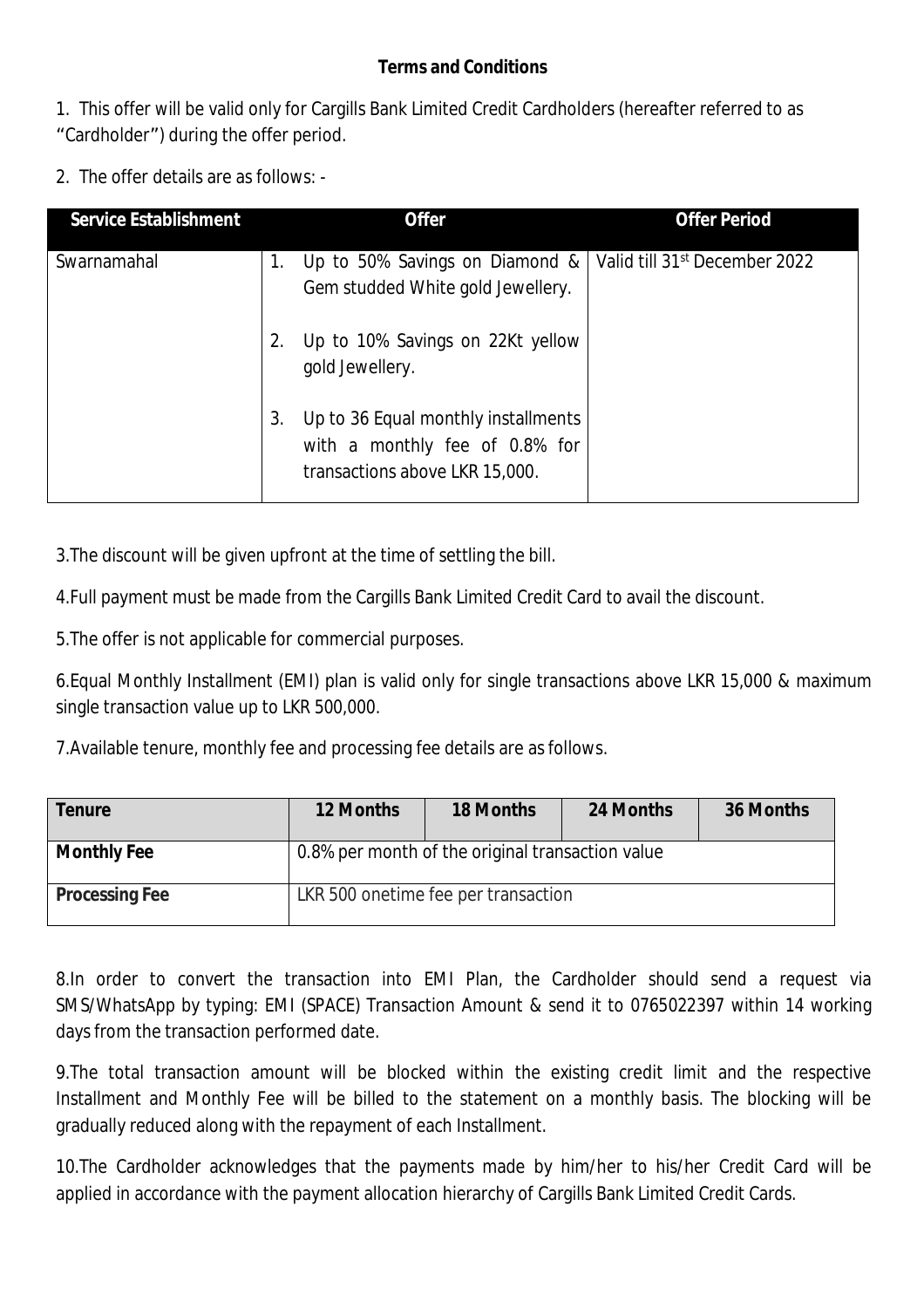**Terms and Conditions**

1. This offer will be valid only for Cargills Bank Limited Credit Cardholders (hereafter referred to as "Cardholder") during the offer period.

2. The offer details are as follows: -

| Service Establishment | Offer | Offer Period |
|---|---|---|
| Swarnamahal | 1. Up to 50% Savings on Diamond & Gem studded White gold Jewellery.<br>2. Up to 10% Savings on 22Kt yellow gold Jewellery.<br>3. Up to 36 Equal monthly installments with a monthly fee of 0.8% for transactions above LKR 15,000. | Valid till 31st December 2022 |

3.The discount will be given upfront at the time of settling the bill.

4.Full payment must be made from the Cargills Bank Limited Credit Card to avail the discount.

5.The offer is not applicable for commercial purposes.

6.Equal Monthly Installment (EMI) plan is valid only for single transactions above LKR 15,000 & maximum single transaction value up to LKR 500,000.

7.Available tenure, monthly fee and processing fee details are as follows.

| Tenure | 12 Months | 18 Months | 24 Months | 36 Months |
|---|---|---|---|---|
| Monthly Fee | 0.8% per month of the original transaction value | | | |
| Processing Fee | LKR 500 onetime fee per transaction | | | |

8.In order to convert the transaction into EMI Plan, the Cardholder should send a request via SMS/WhatsApp by typing: EMI (SPACE) Transaction Amount & send it to 0765022397 within 14 working days from the transaction performed date.

9.The total transaction amount will be blocked within the existing credit limit and the respective Installment and Monthly Fee will be billed to the statement on a monthly basis. The blocking will be gradually reduced along with the repayment of each Installment.

10.The Cardholder acknowledges that the payments made by him/her to his/her Credit Card will be applied in accordance with the payment allocation hierarchy of Cargills Bank Limited Credit Cards.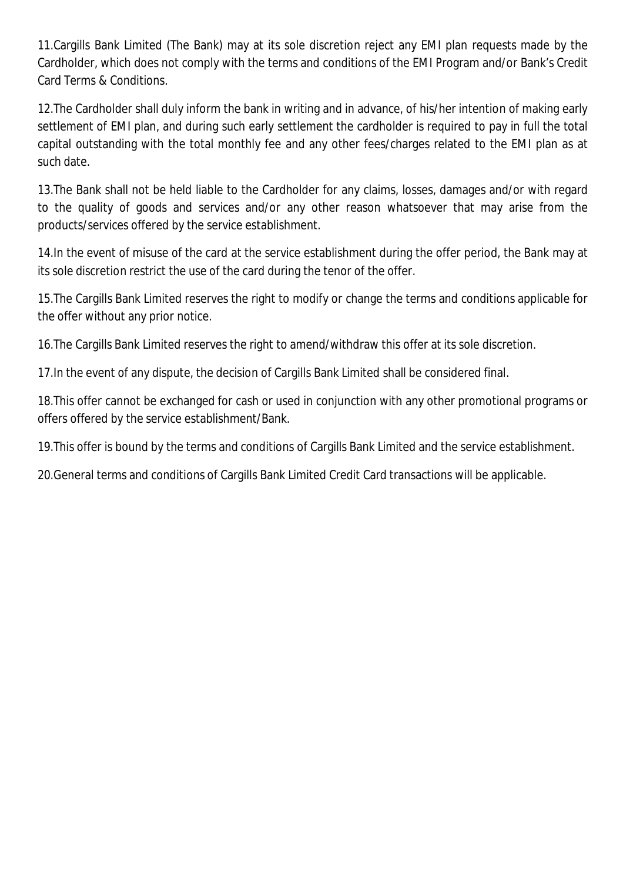11.Cargills Bank Limited (The Bank) may at its sole discretion reject any EMI plan requests made by the Cardholder, which does not comply with the terms and conditions of the EMI Program and/or Bank's Credit Card Terms & Conditions.

12.The Cardholder shall duly inform the bank in writing and in advance, of his/her intention of making early settlement of EMI plan, and during such early settlement the cardholder is required to pay in full the total capital outstanding with the total monthly fee and any other fees/charges related to the EMI plan as at such date.

13.The Bank shall not be held liable to the Cardholder for any claims, losses, damages and/or with regard to the quality of goods and services and/or any other reason whatsoever that may arise from the products/services offered by the service establishment.

14.In the event of misuse of the card at the service establishment during the offer period, the Bank may at its sole discretion restrict the use of the card during the tenor of the offer.

15.The Cargills Bank Limited reserves the right to modify or change the terms and conditions applicable for the offer without any prior notice.

16.The Cargills Bank Limited reserves the right to amend/withdraw this offer at its sole discretion.

17.In the event of any dispute, the decision of Cargills Bank Limited shall be considered final.

18.This offer cannot be exchanged for cash or used in conjunction with any other promotional programs or offers offered by the service establishment/Bank.

19.This offer is bound by the terms and conditions of Cargills Bank Limited and the service establishment.

20.General terms and conditions of Cargills Bank Limited Credit Card transactions will be applicable.